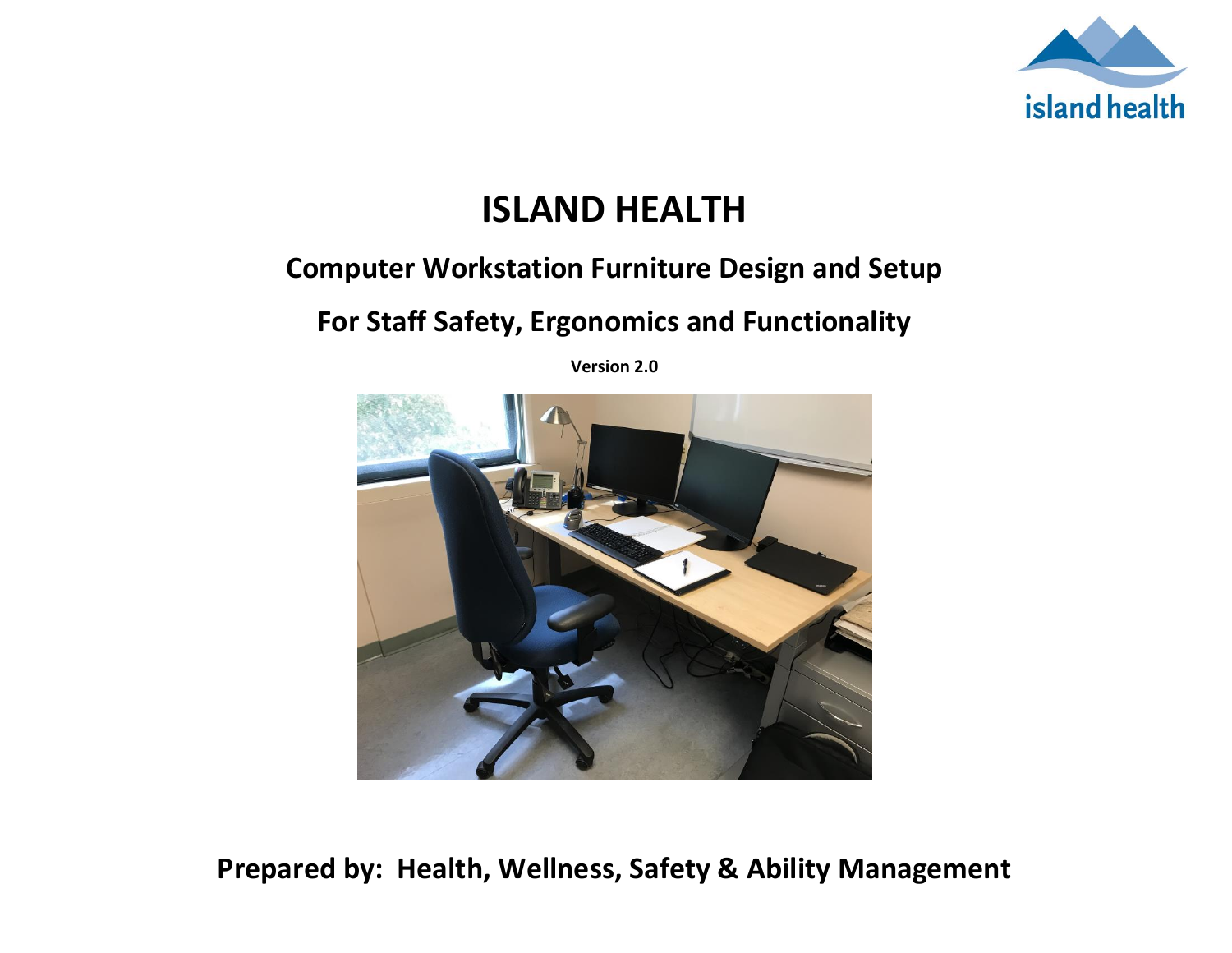# ISLAND HEALTH

## Computer Workstation Furniture Design and Setup

## For Staff Safety, Ergonomics and Functionality

**Version 2.0**

**Prepared by: Health, Wellness, Safety & Ability Management**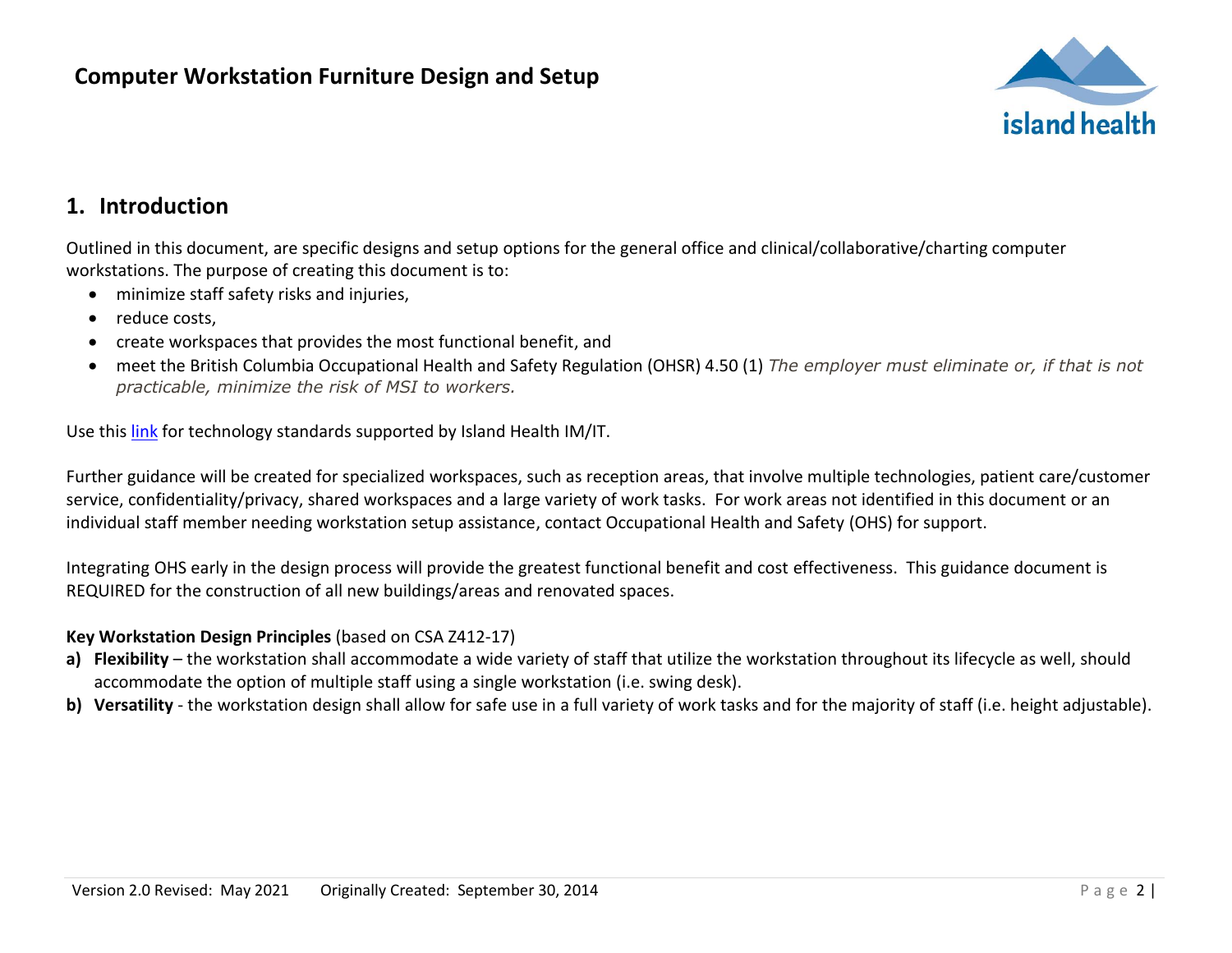## 1. Introduction

Outlined in this document, are specific designs and setup options for the general office and clinical/collaborative/charting computer workstations. The purpose of creating this document is to:

- minimize staff safety risks and injuries,
- reduce costs,
- create workspaces that provides the most functional benefit, and
- meet the British Columbia Occupational Health and Safety Regulation (OHSR) 4.50 (1) *The employer must eliminate or, if that is not practicable, minimize the risk of MSI to workers.*

Use this link for technology standards supported by Island Health IM/IT.

Further guidance will be created for specialized workspaces, such as reception areas, that involve multiple technologies, patient care/customer service, confidentiality/privacy, shared workspaces and a large variety of work tasks. For work areas not identified in this document or an individual staff member needing workstation setup assistance, contact Occupational Health and Safety (OHS) for support.

Integrating OHS early in the design process will provide the greatest functional benefit and cost effectiveness. This guidance document is REQUIRED for the construction of all new buildings/areas and renovated spaces.

**Key Workstation Design Principles** (based on CSA Z412-17)

**a) Flexibility** – the workstation shall accommodate a wide variety of staff that utilize the workstation throughout its lifecycle as well, should accommodate the option of multiple staff using a single workstation (i.e. swing desk).

**b) Versatility** - the workstation design shall allow for safe use in a full variety of work tasks and for the majority of staff (i.e. height adjustable).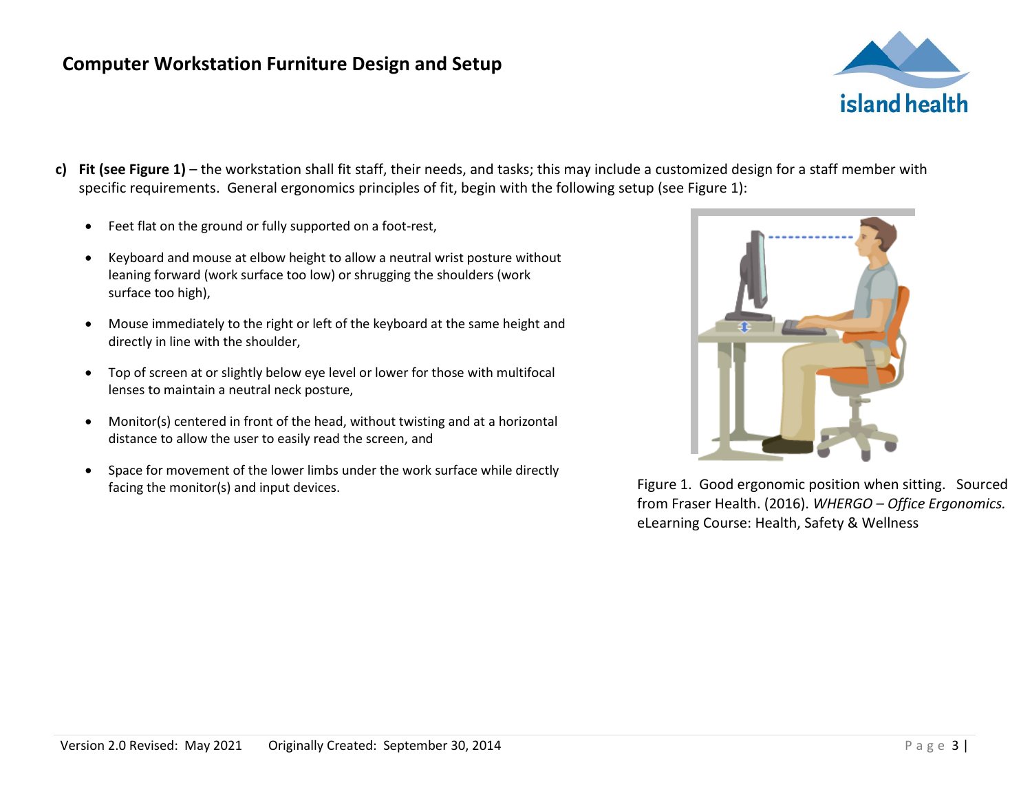**c) Fit (see Figure 1)** – the workstation shall fit staff, their needs, and tasks; this may include a customized design for a staff member with specific requirements. General ergonomics principles of fit, begin with the following setup (see Figure 1):

- Feet flat on the ground or fully supported on a foot-rest,
- Keyboard and mouse at elbow height to allow a neutral wrist posture without leaning forward (work surface too low) or shrugging the shoulders (work surface too high),
- Mouse immediately to the right or left of the keyboard at the same height and directly in line with the shoulder,
- Top of screen at or slightly below eye level or lower for those with multifocal lenses to maintain a neutral neck posture,
- Monitor(s) centered in front of the head, without twisting and at a horizontal distance to allow the user to easily read the screen, and
- Space for movement of the lower limbs under the work surface while directly facing the monitor(s) and input devices.

Figure 1. Good ergonomic position when sitting. Sourced from Fraser Health. (2016). *WHERGO – Office Ergonomics.* eLearning Course: Health, Safety & Wellness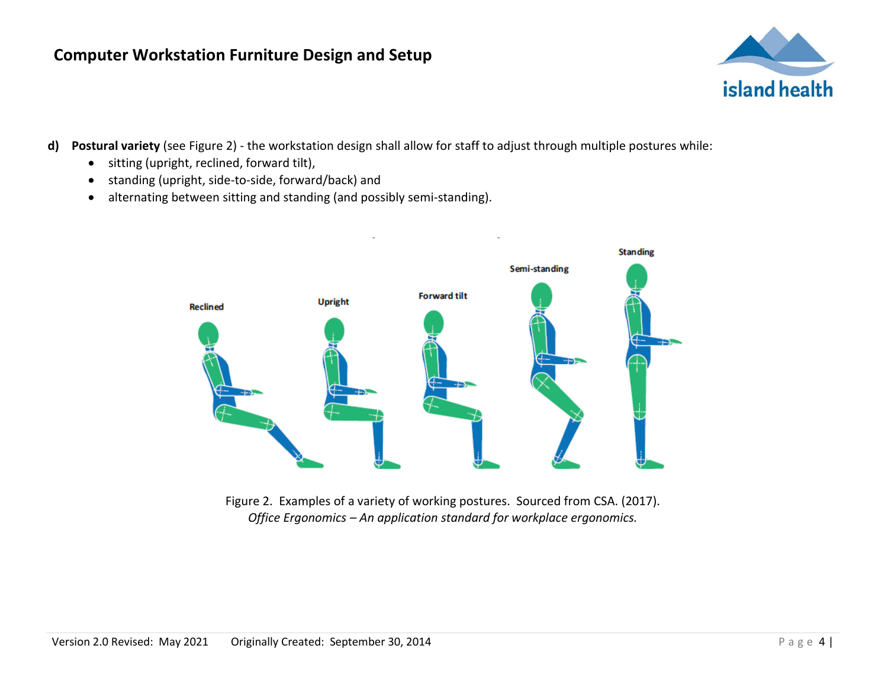**d) Postural variety** (see Figure 2) - the workstation design shall allow for staff to adjust through multiple postures while:

- sitting (upright, reclined, forward tilt),
- standing (upright, side-to-side, forward/back) and
- alternating between sitting and standing (and possibly semi-standing).

Reclined

Upright

Forward tilt

Semi-standing

Standing

Figure 2. Examples of a variety of working postures. Sourced from CSA. (2017). *Office Ergonomics – An application standard for workplace ergonomics.*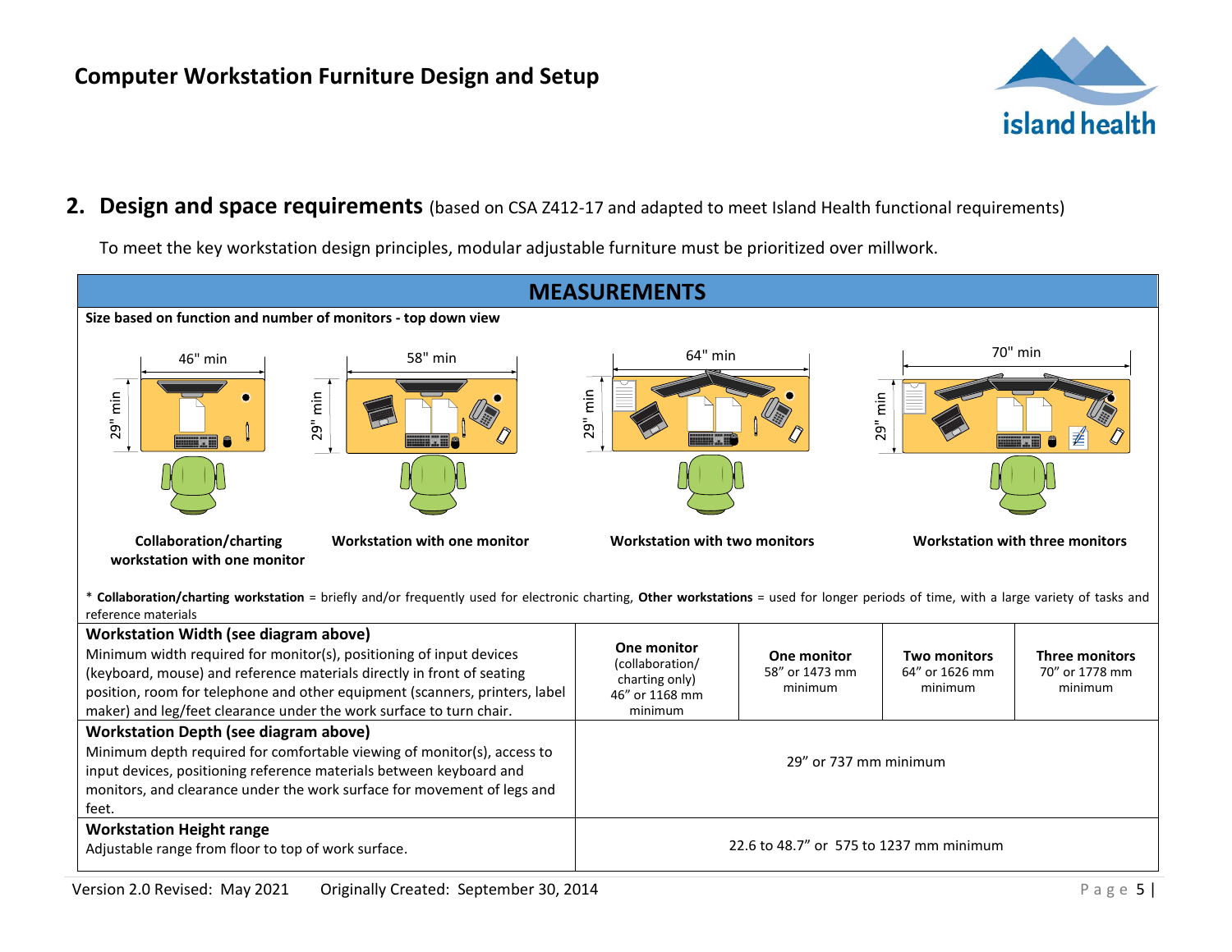## 2. Design and space requirements (based on CSA Z412-17 and adapted to meet Island Health functional requirements)

To meet the key workstation design principles, modular adjustable furniture must be prioritized over millwork.

# MEASUREMENTS

**Size based on function and number of monitors - top down view**

46" min
29" min
**Collaboration/charting workstation with one monitor**

58" min
29" min
**Workstation with one monitor**

64" min
29" min
**Workstation with two monitors**

70" min
29" min
**Workstation with three monitors**

* **Collaboration/charting workstation** = briefly and/or frequently used for electronic charting, **Other workstations** = used for longer periods of time, with a large variety of tasks and reference materials

| | | | | |
|---|---|---|---|---|
| **Workstation Width (see diagram above)**<br>Minimum width required for monitor(s), positioning of input devices (keyboard, mouse) and reference materials directly in front of seating position, room for telephone and other equipment (scanners, printers, label maker) and leg/feet clearance under the work surface to turn chair. | **One monitor**<br>(collaboration/ charting only)<br>46" or 1168 mm minimum | **One monitor**<br>58" or 1473 mm minimum | **Two monitors**<br>64" or 1626 mm minimum | **Three monitors**<br>70" or 1778 mm minimum |
| **Workstation Depth (see diagram above)**<br>Minimum depth required for comfortable viewing of monitor(s), access to input devices, positioning reference materials between keyboard and monitors, and clearance under the work surface for movement of legs and feet. | 29" or 737 mm minimum | | | |
| **Workstation Height range**<br>Adjustable range from floor to top of work surface. | 22.6 to 48.7" or 575 to 1237 mm minimum | | | |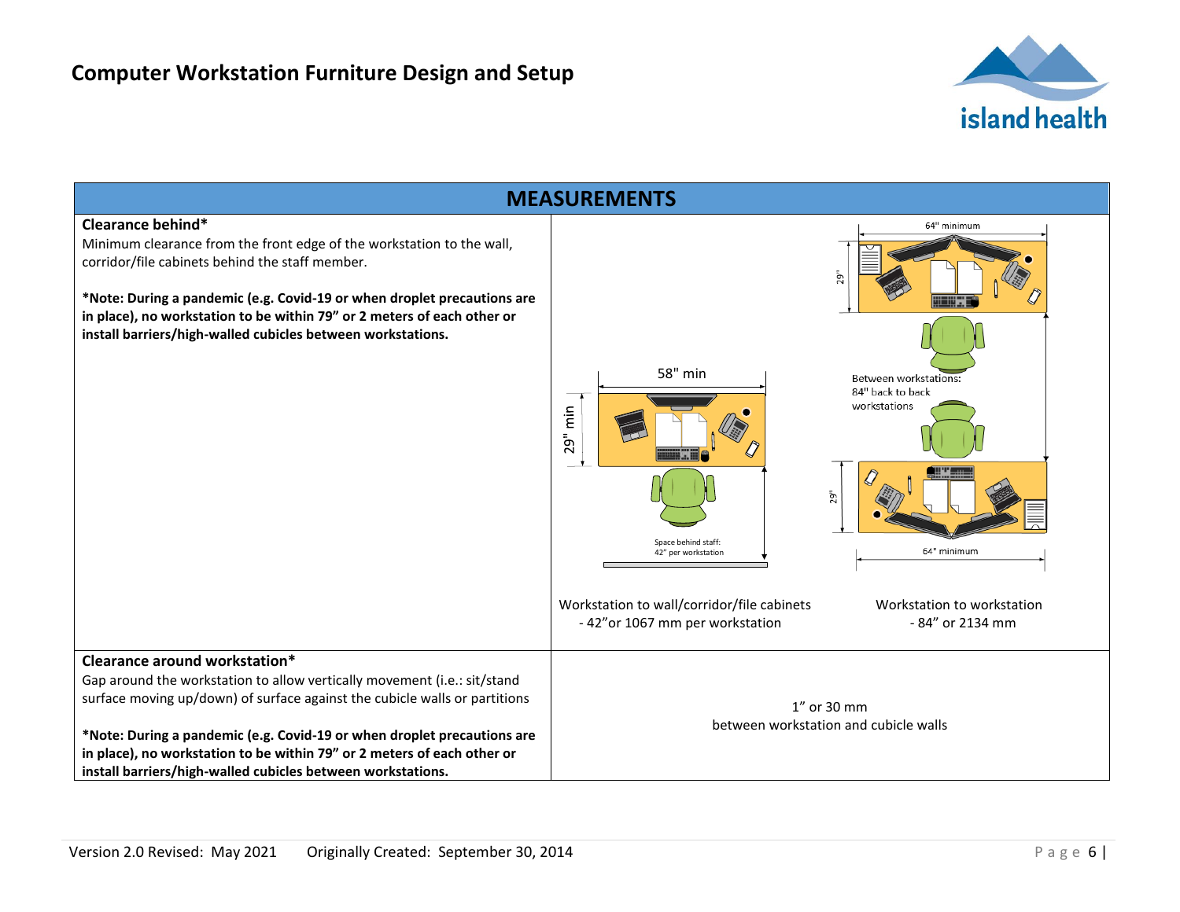## MEASUREMENTS

| | |
|---|---|
| **Clearance behind*** <br> Minimum clearance from the front edge of the workstation to the wall, corridor/file cabinets behind the staff member. <br><br> ***Note: During a pandemic (e.g. Covid-19 or when droplet precautions are in place), no workstation to be within 79" or 2 meters of each other or install barriers/high-walled cubicles between workstations.** | 64" minimum <br> 29" <br> 58" min <br> 29" min <br> Between workstations: 84" back to back workstations <br> 29" <br> Space behind staff: 42" per workstation <br> 64" minimum <br><br> Workstation to wall/corridor/file cabinets - 42"or 1067 mm per workstation <br><br> Workstation to workstation - 84" or 2134 mm |
| **Clearance around workstation*** <br> Gap around the workstation to allow vertically movement (i.e.: sit/stand surface moving up/down) of surface against the cubicle walls or partitions <br><br> ***Note: During a pandemic (e.g. Covid-19 or when droplet precautions are in place), no workstation to be within 79" or 2 meters of each other or install barriers/high-walled cubicles between workstations.** | 1" or 30 mm between workstation and cubicle walls |

Version 2.0 Revised: May 2021 Originally Created: September 30, 2014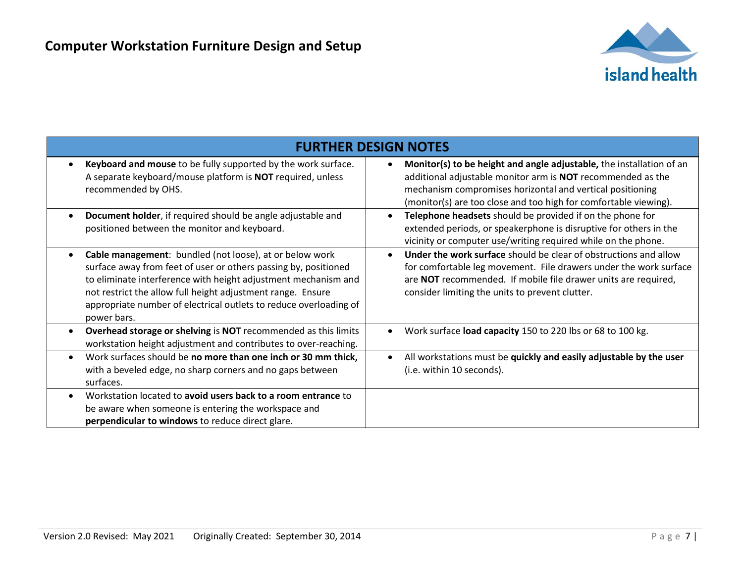# Computer Workstation Furniture Design and Setup

| FURTHER DESIGN NOTES | |
|---|---|
| • **Keyboard and mouse** to be fully supported by the work surface. A separate keyboard/mouse platform is **NOT** required, unless recommended by OHS. | • **Monitor(s) to be height and angle adjustable,** the installation of an additional adjustable monitor arm is **NOT** recommended as the mechanism compromises horizontal and vertical positioning (monitor(s) are too close and too high for comfortable viewing). |
| • **Document holder**, if required should be angle adjustable and positioned between the monitor and keyboard. | • **Telephone headsets** should be provided if on the phone for extended periods, or speakerphone is disruptive for others in the vicinity or computer use/writing required while on the phone. |
| • **Cable management**: bundled (not loose), at or below work surface away from feet of user or others passing by, positioned to eliminate interference with height adjustment mechanism and not restrict the allow full height adjustment range. Ensure appropriate number of electrical outlets to reduce overloading of power bars. | • **Under the work surface** should be clear of obstructions and allow for comfortable leg movement. File drawers under the work surface are **NOT** recommended. If mobile file drawer units are required, consider limiting the units to prevent clutter. |
| • **Overhead storage or shelving** is **NOT** recommended as this limits workstation height adjustment and contributes to over-reaching. | • Work surface **load capacity** 150 to 220 lbs or 68 to 100 kg. |
| • Work surfaces should be **no more than one inch or 30 mm thick,** with a beveled edge, no sharp corners and no gaps between surfaces. | • All workstations must be **quickly and easily adjustable by the user** (i.e. within 10 seconds). |
| • Workstation located to **avoid users back to a room entrance** to be aware when someone is entering the workspace and **perpendicular to windows** to reduce direct glare. | |

Version 2.0 Revised: May 2021 Originally Created: September 30, 2014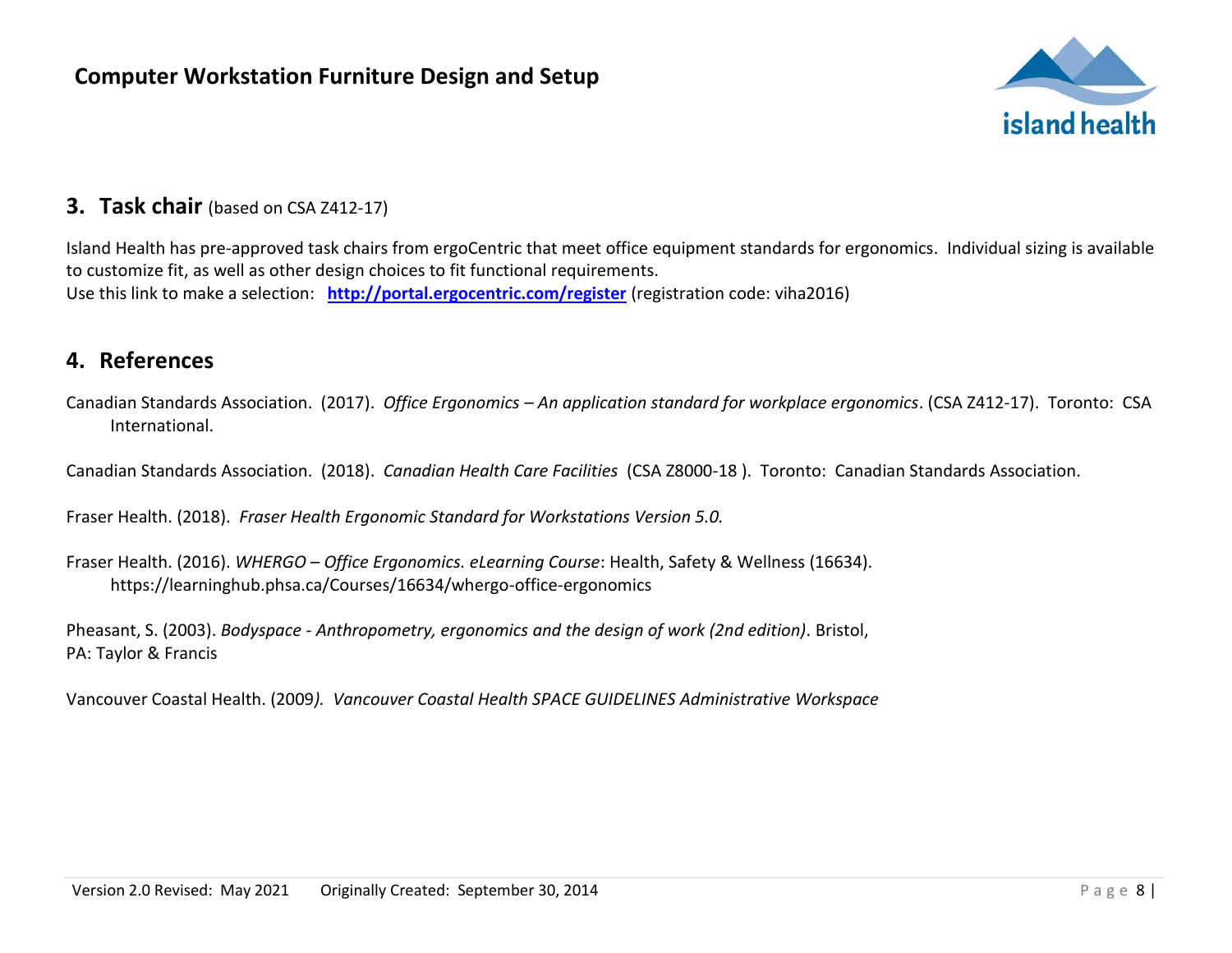## 3. Task chair (based on CSA Z412-17)

Island Health has pre-approved task chairs from ergoCentric that meet office equipment standards for ergonomics. Individual sizing is available to customize fit, as well as other design choices to fit functional requirements.
Use this link to make a selection: **http://portal.ergocentric.com/register** (registration code: viha2016)

## 4. References

Canadian Standards Association. (2017). *Office Ergonomics – An application standard for workplace ergonomics*. (CSA Z412-17). Toronto: CSA International.

Canadian Standards Association. (2018). *Canadian Health Care Facilities* (CSA Z8000-18 ). Toronto: Canadian Standards Association.

Fraser Health. (2018). *Fraser Health Ergonomic Standard for Workstations Version 5.0.*

Fraser Health. (2016). *WHERGO – Office Ergonomics. eLearning Course*: Health, Safety & Wellness (16634). https://learninghub.phsa.ca/Courses/16634/whergo-office-ergonomics

Pheasant, S. (2003). *Bodyspace - Anthropometry, ergonomics and the design of work (2nd edition)*. Bristol, PA: Taylor & Francis

Vancouver Coastal Health. (2009*). Vancouver Coastal Health SPACE GUIDELINES Administrative Workspace*